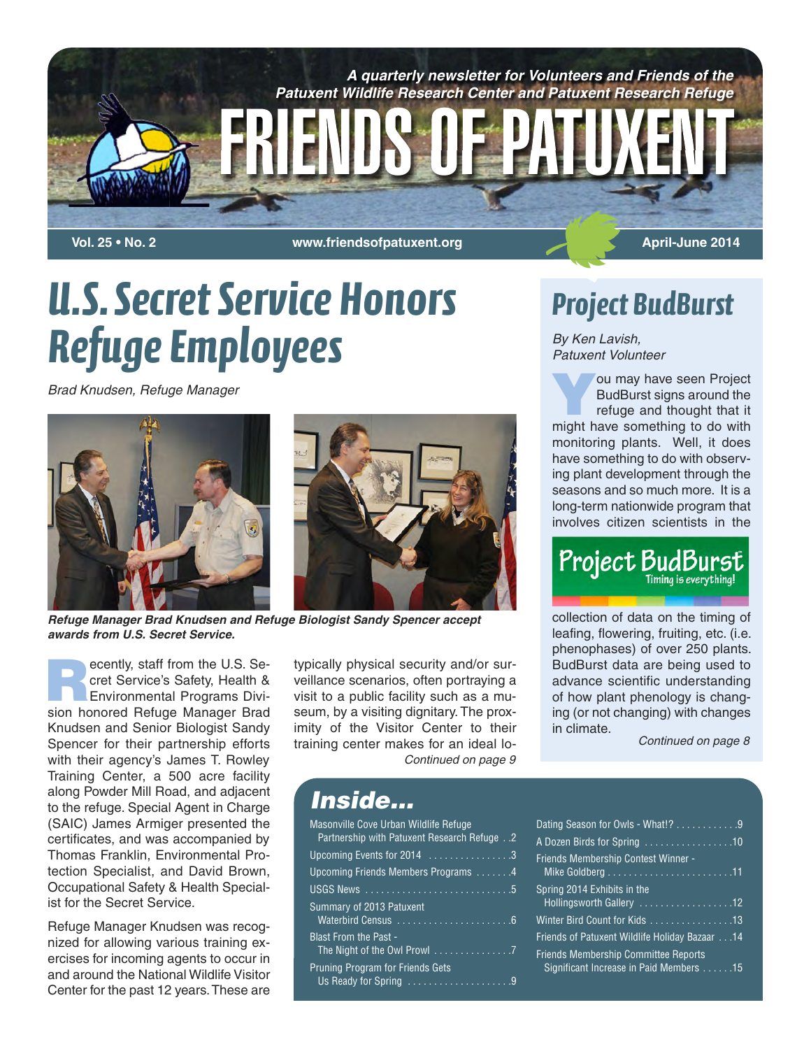*A quarterly newsletter for Volunteers and Friends of the Patuxent Wildlife Research Center and Patuxent Research Refuge*

# FRIENDS OF PATUXENT

**Vol. 25 • No. 2** | **www.friendsofpatuxent.org** | **April-June 2014**

## U.S. Secret Service Honors Refuge Employees

*Brad Knudsen, Refuge Manager*

***Refuge Manager Brad Knudsen and Refuge Biologist Sandy Spencer accept awards from U.S. Secret Service.***

Recently, staff from the U.S. Secret Service's Safety, Health & Environmental Programs Division honored Refuge Manager Brad Knudsen and Senior Biologist Sandy Spencer for their partnership efforts with their agency's James T. Rowley Training Center, a 500 acre facility along Powder Mill Road, and adjacent to the refuge. Special Agent in Charge (SAIC) James Armiger presented the certificates, and was accompanied by Thomas Franklin, Environmental Protection Specialist, and David Brown, Occupational Safety & Health Specialist for the Secret Service.

Refuge Manager Knudsen was recognized for allowing various training exercises for incoming agents to occur in and around the National Wildlife Visitor Center for the past 12 years. These are typically physical security and/or surveillance scenarios, often portraying a visit to a public facility such as a museum, by a visiting dignitary. The proximity of the Visitor Center to their training center makes for an ideal lo-

*Continued on page 9*

## Project BudBurst

*By Ken Lavish, Patuxent Volunteer*

You may have seen Project BudBurst signs around the refuge and thought that it might have something to do with monitoring plants. Well, it does have something to do with observing plant development through the seasons and so much more. It is a long-term nationwide program that involves citizen scientists in the collection of data on the timing of leafing, flowering, fruiting, etc. (i.e. phenophases) of over 250 plants. BudBurst data are being used to advance scientific understanding of how plant phenology is changing (or not changing) with changes in climate.

*Continued on page 8*

## Inside...

- Masonville Cove Urban Wildlife Refuge Partnership with Patuxent Research Refuge . . 2
- Upcoming Events for 2014 . . . . . . . . . . . . . . . 3
- Upcoming Friends Members Programs . . . . . . . 4
- USGS News . . . . . . . . . . . . . . . . . . . . . . . . . . 5
- Summary of 2013 Patuxent Waterbird Census . . . . . . . . . . . . . . . . . . . . . 6
- Blast From the Past - The Night of the Owl Prowl . . . . . . . . . . . . . . . 7
- Pruning Program for Friends Gets Us Ready for Spring . . . . . . . . . . . . . . . . . . . 9
- Dating Season for Owls - What!? . . . . . . . . . . . . 9
- A Dozen Birds for Spring . . . . . . . . . . . . . . . . . 10
- Friends Membership Contest Winner - Mike Goldberg . . . . . . . . . . . . . . . . . . . . . . . . 11
- Spring 2014 Exhibits in the Hollingsworth Gallery . . . . . . . . . . . . . . . . . . 12
- Winter Bird Count for Kids . . . . . . . . . . . . . . . . 13
- Friends of Patuxent Wildlife Holiday Bazaar . . . 14
- Friends Membership Committee Reports Significant Increase in Paid Members . . . . . . 15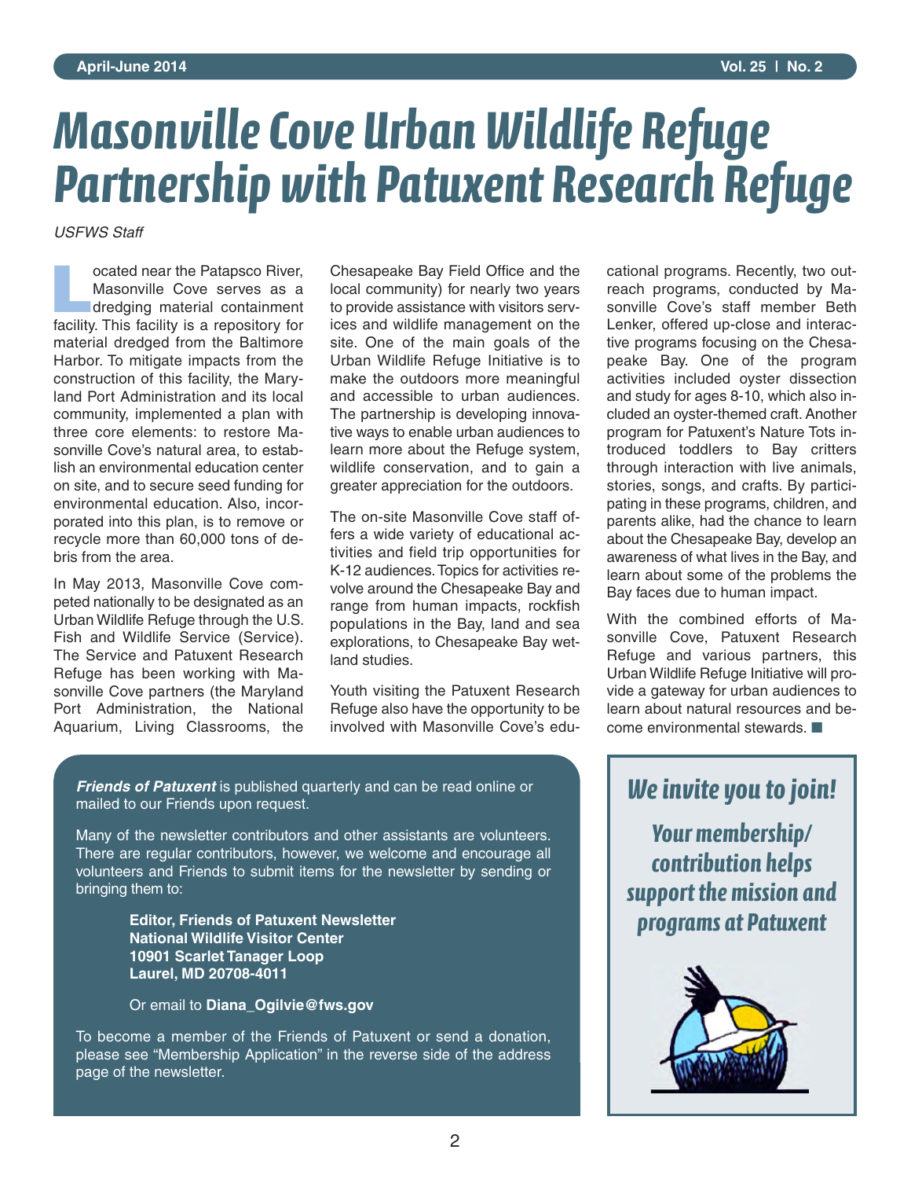# Masonville Cove Urban Wildlife Refuge Partnership with Patuxent Research Refuge

*USFWS Staff*

Located near the Patapsco River, Masonville Cove serves as a dredging material containment facility. This facility is a repository for material dredged from the Baltimore Harbor. To mitigate impacts from the construction of this facility, the Maryland Port Administration and its local community, implemented a plan with three core elements: to restore Masonville Cove's natural area, to establish an environmental education center on site, and to secure seed funding for environmental education. Also, incorporated into this plan, is to remove or recycle more than 60,000 tons of debris from the area.

In May 2013, Masonville Cove competed nationally to be designated as an Urban Wildlife Refuge through the U.S. Fish and Wildlife Service (Service). The Service and Patuxent Research Refuge has been working with Masonville Cove partners (the Maryland Port Administration, the National Aquarium, Living Classrooms, the Chesapeake Bay Field Office and the local community) for nearly two years to provide assistance with visitors services and wildlife management on the site. One of the main goals of the Urban Wildlife Refuge Initiative is to make the outdoors more meaningful and accessible to urban audiences. The partnership is developing innovative ways to enable urban audiences to learn more about the Refuge system, wildlife conservation, and to gain a greater appreciation for the outdoors.

The on-site Masonville Cove staff offers a wide variety of educational activities and field trip opportunities for K-12 audiences. Topics for activities revolve around the Chesapeake Bay and range from human impacts, rockfish populations in the Bay, land and sea explorations, to Chesapeake Bay wetland studies.

Youth visiting the Patuxent Research Refuge also have the opportunity to be involved with Masonville Cove's educational programs. Recently, two outreach programs, conducted by Masonville Cove's staff member Beth Lenker, offered up-close and interactive programs focusing on the Chesapeake Bay. One of the program activities included oyster dissection and study for ages 8-10, which also included an oyster-themed craft. Another program for Patuxent's Nature Tots introduced toddlers to Bay critters through interaction with live animals, stories, songs, and crafts. By participating in these programs, children, and parents alike, had the chance to learn about the Chesapeake Bay, develop an awareness of what lives in the Bay, and learn about some of the problems the Bay faces due to human impact.

With the combined efforts of Masonville Cove, Patuxent Research Refuge and various partners, this Urban Wildlife Refuge Initiative will provide a gateway for urban audiences to learn about natural resources and become environmental stewards. ■

***Friends of Patuxent*** is published quarterly and can be read online or mailed to our Friends upon request.

Many of the newsletter contributors and other assistants are volunteers. There are regular contributors, however, we welcome and encourage all volunteers and Friends to submit items for the newsletter by sending or bringing them to:

**Editor, Friends of Patuxent Newsletter**
**National Wildlife Visitor Center**
**10901 Scarlet Tanager Loop**
**Laurel, MD 20708-4011**

Or email to **Diana_Ogilvie@fws.gov**

To become a member of the Friends of Patuxent or send a donation, please see "Membership Application" in the reverse side of the address page of the newsletter.

## *We invite you to join!*

***Your membership/ contribution helps support the mission and programs at Patuxent***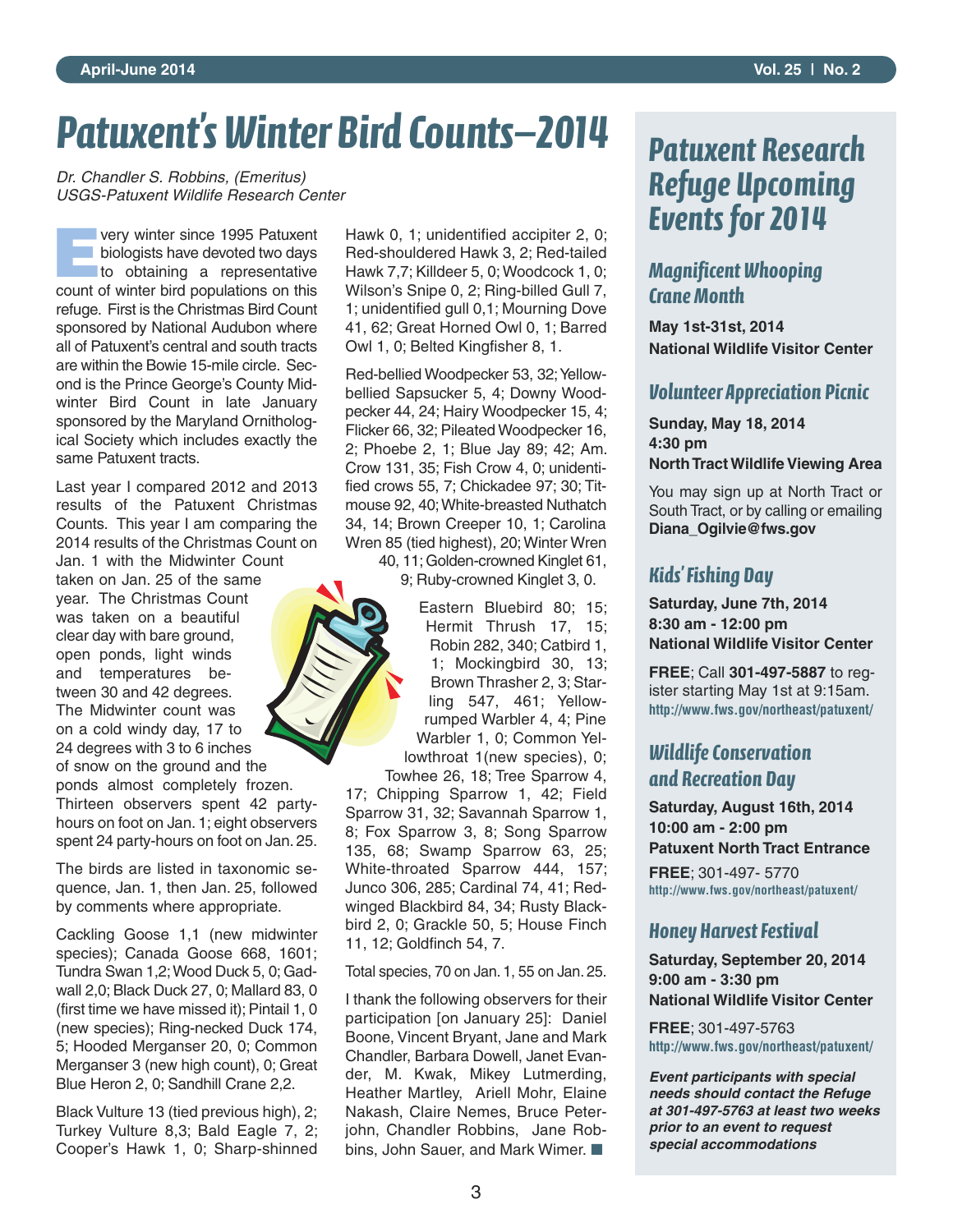# Patuxent's Winter Bird Counts–2014

*Dr. Chandler S. Robbins, (Emeritus)*
*USGS-Patuxent Wildlife Research Center*

Every winter since 1995 Patuxent biologists have devoted two days to obtaining a representative count of winter bird populations on this refuge. First is the Christmas Bird Count sponsored by National Audubon where all of Patuxent's central and south tracts are within the Bowie 15-mile circle. Second is the Prince George's County Midwinter Bird Count in late January sponsored by the Maryland Ornithological Society which includes exactly the same Patuxent tracts.

Last year I compared 2012 and 2013 results of the Patuxent Christmas Counts. This year I am comparing the 2014 results of the Christmas Count on Jan. 1 with the Midwinter Count taken on Jan. 25 of the same year. The Christmas Count was taken on a beautiful clear day with bare ground, open ponds, light winds and temperatures between 30 and 42 degrees. The Midwinter count was on a cold windy day, 17 to 24 degrees with 3 to 6 inches of snow on the ground and the ponds almost completely frozen. Thirteen observers spent 42 party-hours on foot on Jan. 1; eight observers spent 24 party-hours on foot on Jan. 25.

The birds are listed in taxonomic sequence, Jan. 1, then Jan. 25, followed by comments where appropriate.

Cackling Goose 1,1 (new midwinter species); Canada Goose 668, 1601; Tundra Swan 1,2; Wood Duck 5, 0; Gadwall 2,0; Black Duck 27, 0; Mallard 83, 0 (first time we have missed it); Pintail 1, 0 (new species); Ring-necked Duck 174, 5; Hooded Merganser 20, 0; Common Merganser 3 (new high count), 0; Great Blue Heron 2, 0; Sandhill Crane 2,2.

Black Vulture 13 (tied previous high), 2; Turkey Vulture 8,3; Bald Eagle 7, 2; Cooper's Hawk 1, 0; Sharp-shinned Hawk 0, 1; unidentified accipiter 2, 0; Red-shouldered Hawk 3, 2; Red-tailed Hawk 7,7; Killdeer 5, 0; Woodcock 1, 0; Wilson's Snipe 0, 2; Ring-billed Gull 7, 1; unidentified gull 0,1; Mourning Dove 41, 62; Great Horned Owl 0, 1; Barred Owl 1, 0; Belted Kingfisher 8, 1.

Red-bellied Woodpecker 53, 32; Yellow-bellied Sapsucker 5, 4; Downy Woodpecker 44, 24; Hairy Woodpecker 15, 4; Flicker 66, 32; Pileated Woodpecker 16, 2; Phoebe 2, 1; Blue Jay 89; 42; Am. Crow 131, 35; Fish Crow 4, 0; unidentified crows 55, 7; Chickadee 97; 30; Titmouse 92, 40; White-breasted Nuthatch 34, 14; Brown Creeper 10, 1; Carolina Wren 85 (tied highest), 20; Winter Wren 40, 11; Golden-crowned Kinglet 61, 9; Ruby-crowned Kinglet 3, 0.

Eastern Bluebird 80; 15; Hermit Thrush 17, 15; Robin 282, 340; Catbird 1, 1; Mockingbird 30, 13; Brown Thrasher 2, 3; Starling 547, 461; Yellow-rumped Warbler 4, 4; Pine Warbler 1, 0; Common Yellowthroat 1(new species), 0; Towhee 26, 18; Tree Sparrow 4, 17; Chipping Sparrow 1, 42; Field Sparrow 31, 32; Savannah Sparrow 1, 8; Fox Sparrow 3, 8; Song Sparrow 135, 68; Swamp Sparrow 63, 25; White-throated Sparrow 444, 157; Junco 306, 285; Cardinal 74, 41; Red-winged Blackbird 84, 34; Rusty Blackbird 2, 0; Grackle 50, 5; House Finch 11, 12; Goldfinch 54, 7.

Total species, 70 on Jan. 1, 55 on Jan. 25.

I thank the following observers for their participation [on January 25]: Daniel Boone, Vincent Bryant, Jane and Mark Chandler, Barbara Dowell, Janet Evander, M. Kwak, Mikey Lutmerding, Heather Martley, Ariell Mohr, Elaine Nakash, Claire Nemes, Bruce Peterjohn, Chandler Robbins, Jane Robbins, John Sauer, and Mark Wimer. ■

# Patuxent Research Refuge Upcoming Events for 2014

## Magnificent Whooping Crane Month

**May 1st-31st, 2014**
**National Wildlife Visitor Center**

## Volunteer Appreciation Picnic

**Sunday, May 18, 2014**
**4:30 pm**
**North Tract Wildlife Viewing Area**

You may sign up at North Tract or South Tract, or by calling or emailing **Diana_Ogilvie@fws.gov**

## Kids' Fishing Day

**Saturday, June 7th, 2014**
**8:30 am - 12:00 pm**
**National Wildlife Visitor Center**

**FREE**; Call **301-497-5887** to register starting May 1st at 9:15am.
http://www.fws.gov/northeast/patuxent/

## Wildlife Conservation and Recreation Day

**Saturday, August 16th, 2014**
**10:00 am - 2:00 pm**
**Patuxent North Tract Entrance**

**FREE**; 301-497- 5770
http://www.fws.gov/northeast/patuxent/

## Honey Harvest Festival

**Saturday, September 20, 2014**
**9:00 am - 3:30 pm**
**National Wildlife Visitor Center**

**FREE**; 301-497-5763
http://www.fws.gov/northeast/patuxent/

***Event participants with special needs should contact the Refuge at 301-497-5763 at least two weeks prior to an event to request special accommodations***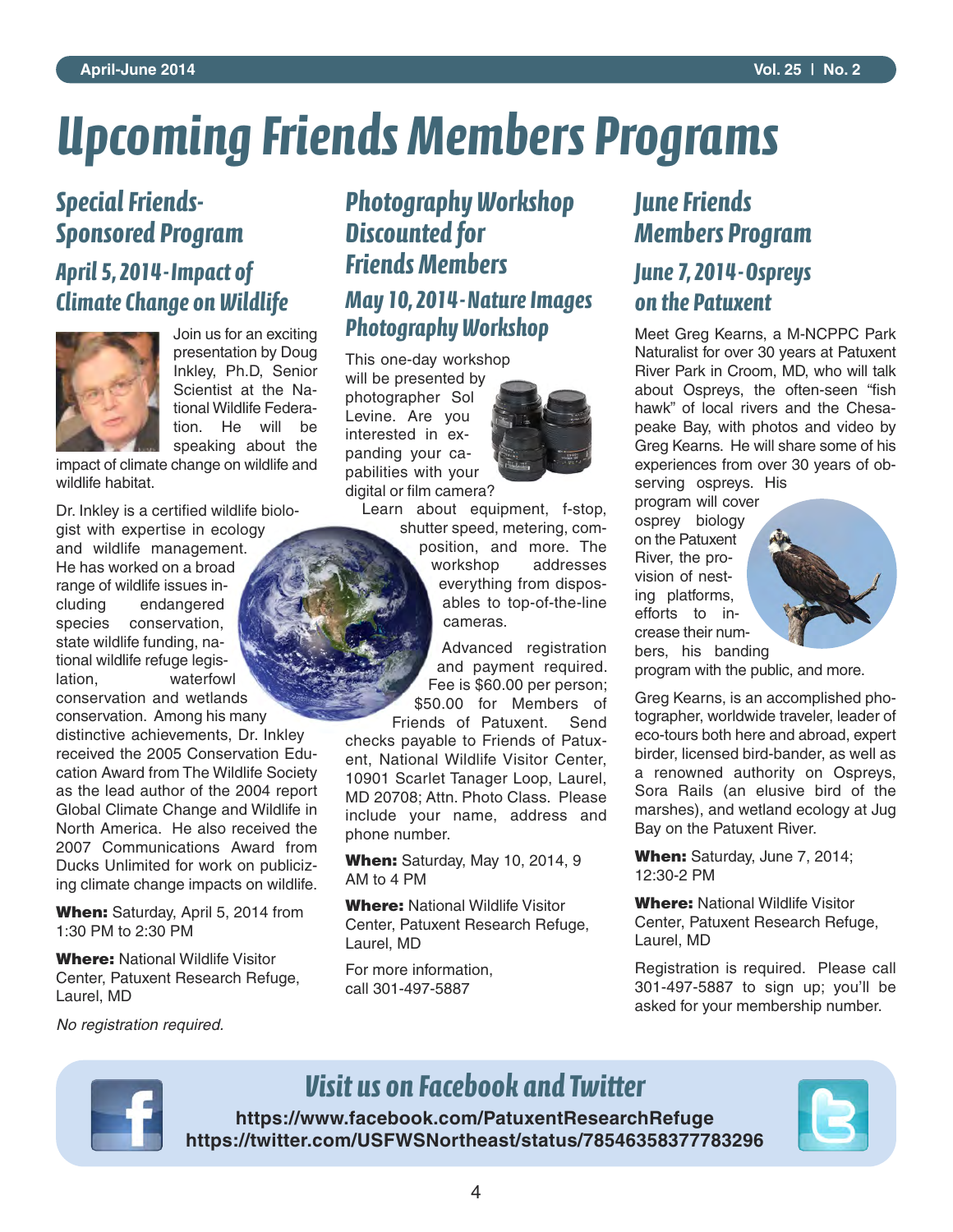# Upcoming Friends Members Programs

## Special Friends-Sponsored Program

### April 5, 2014-Impact of Climate Change on Wildlife

Join us for an exciting presentation by Doug Inkley, Ph.D, Senior Scientist at the National Wildlife Federation. He will be speaking about the impact of climate change on wildlife and wildlife habitat.

Dr. Inkley is a certified wildlife biologist with expertise in ecology and wildlife management. He has worked on a broad range of wildlife issues including endangered species conservation, state wildlife funding, national wildlife refuge legislation, waterfowl conservation and wetlands conservation. Among his many distinctive achievements, Dr. Inkley received the 2005 Conservation Education Award from The Wildlife Society as the lead author of the 2004 report Global Climate Change and Wildlife in North America. He also received the 2007 Communications Award from Ducks Unlimited for work on publicizing climate change impacts on wildlife.

**When:** Saturday, April 5, 2014 from 1:30 PM to 2:30 PM

**Where:** National Wildlife Visitor Center, Patuxent Research Refuge, Laurel, MD

*No registration required.*

## Photography Workshop Discounted for Friends Members

### May 10, 2014-Nature Images Photography Workshop

This one-day workshop will be presented by photographer Sol Levine. Are you interested in expanding your capabilities with your digital or film camera?

Learn about equipment, f-stop, shutter speed, metering, composition, and more. The workshop addresses everything from disposables to top-of-the-line cameras.

Advanced registration and payment required. Fee is $60.00 per person; $50.00 for Members of Friends of Patuxent. Send checks payable to Friends of Patuxent, National Wildlife Visitor Center, 10901 Scarlet Tanager Loop, Laurel, MD 20708; Attn. Photo Class. Please include your name, address and phone number.

**When:** Saturday, May 10, 2014, 9 AM to 4 PM

**Where:** National Wildlife Visitor Center, Patuxent Research Refuge, Laurel, MD

For more information, call 301-497-5887

## June Friends Members Program

### June 7, 2014-Ospreys on the Patuxent

Meet Greg Kearns, a M-NCPPC Park Naturalist for over 30 years at Patuxent River Park in Croom, MD, who will talk about Ospreys, the often-seen "fish hawk" of local rivers and the Chesapeake Bay, with photos and video by Greg Kearns. He will share some of his experiences from over 30 years of observing ospreys. His program will cover osprey biology on the Patuxent River, the provision of nesting platforms, efforts to increase their numbers, his banding program with the public, and more.

Greg Kearns, is an accomplished photographer, worldwide traveler, leader of eco-tours both here and abroad, expert birder, licensed bird-bander, as well as a renowned authority on Ospreys, Sora Rails (an elusive bird of the marshes), and wetland ecology at Jug Bay on the Patuxent River.

**When:** Saturday, June 7, 2014; 12:30-2 PM

**Where:** National Wildlife Visitor Center, Patuxent Research Refuge, Laurel, MD

Registration is required. Please call 301-497-5887 to sign up; you'll be asked for your membership number.

## Visit us on Facebook and Twitter

**https://www.facebook.com/PatuxentResearchRefuge**
**https://twitter.com/USFWSNortheast/status/78546358377783296**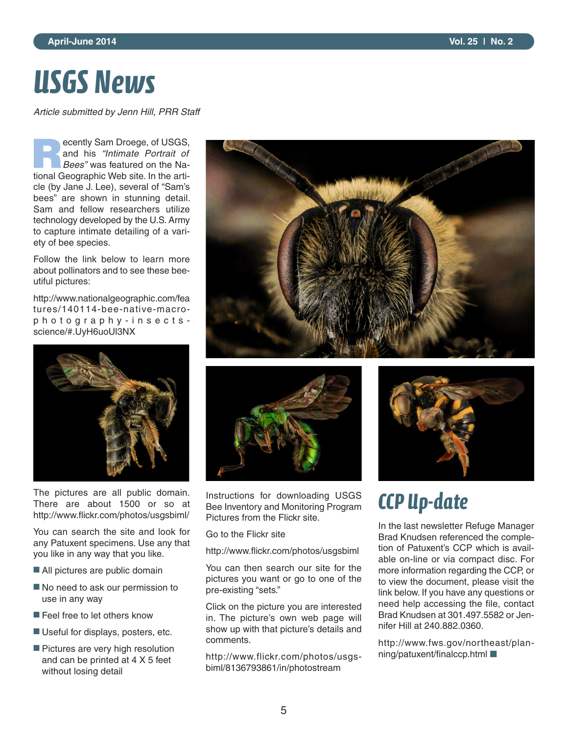# USGS News

*Article submitted by Jenn Hill, PRR Staff*

Recently Sam Droege, of USGS, and his *"Intimate Portrait of Bees"* was featured on the National Geographic Web site. In the article (by Jane J. Lee), several of "Sam's bees" are shown in stunning detail. Sam and fellow researchers utilize technology developed by the U.S. Army to capture intimate detailing of a variety of bee species.

Follow the link below to learn more about pollinators and to see these bee-utiful pictures:

http://www.nationalgeographic.com/features/140114-bee-native-macro-photography-insects-science/#.UyH6uoUl3NX

The pictures are all public domain. There are about 1500 or so at http://www.flickr.com/photos/usgsbiml/

You can search the site and look for any Patuxent specimens. Use any that you like in any way that you like.

- All pictures are public domain
- No need to ask our permission to use in any way
- Feel free to let others know
- Useful for displays, posters, etc.
- Pictures are very high resolution and can be printed at 4 X 5 feet without losing detail

Instructions for downloading USGS Bee Inventory and Monitoring Program Pictures from the Flickr site.

Go to the Flickr site

http://www.flickr.com/photos/usgsbiml

You can then search our site for the pictures you want or go to one of the pre-existing "sets."

Click on the picture you are interested in. The picture's own web page will show up with that picture's details and comments.

http://www.flickr.com/photos/usgsbiml/8136793861/in/photostream

## CCP Up-date

In the last newsletter Refuge Manager Brad Knudsen referenced the completion of Patuxent's CCP which is available on-line or via compact disc. For more information regarding the CCP, or to view the document, please visit the link below. If you have any questions or need help accessing the file, contact Brad Knudsen at 301.497.5582 or Jennifer Hill at 240.882.0360.

http://www.fws.gov/northeast/planning/patuxent/finalccp.html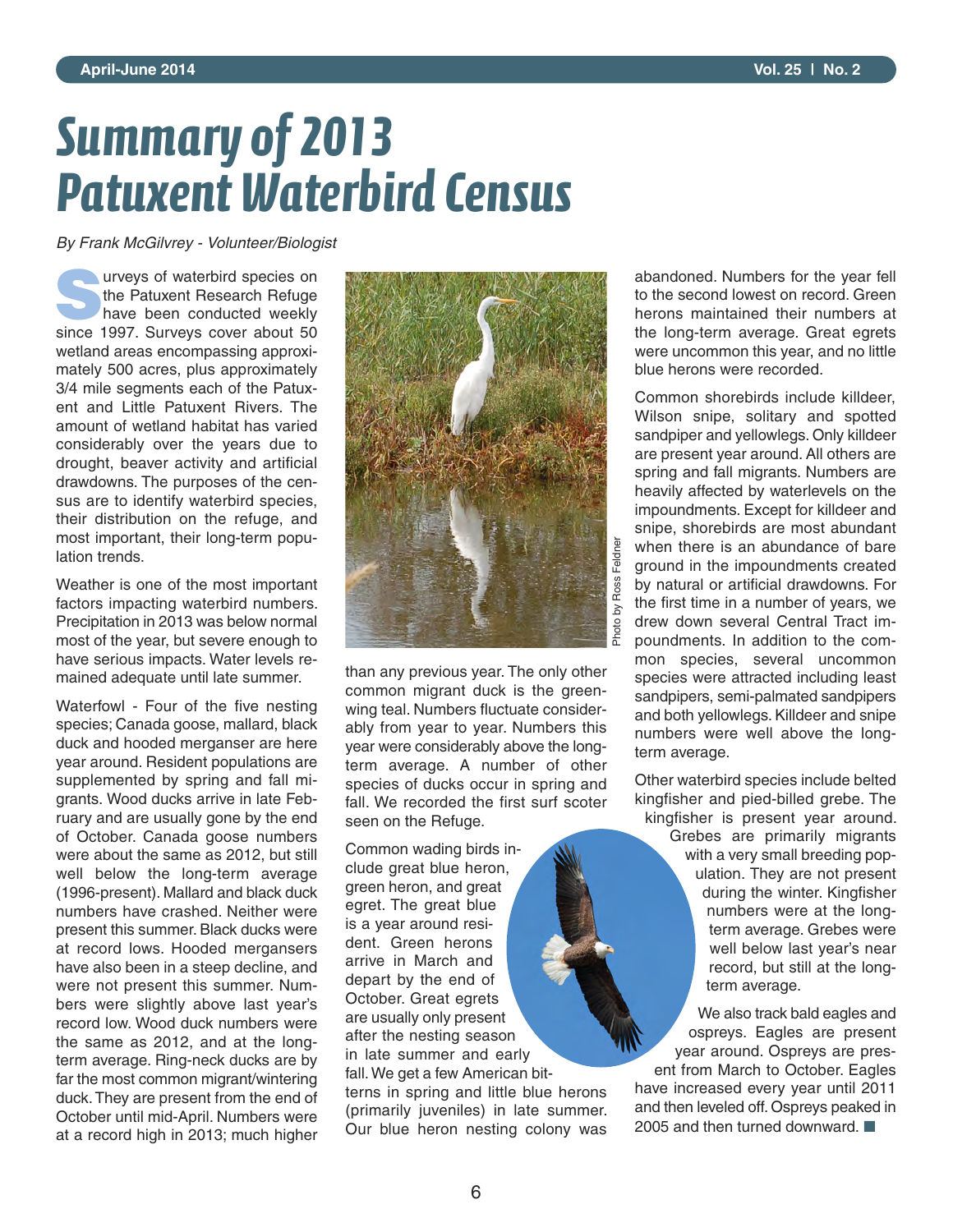# Summary of 2013 Patuxent Waterbird Census

*By Frank McGilvrey - Volunteer/Biologist*

Surveys of waterbird species on the Patuxent Research Refuge have been conducted weekly since 1997. Surveys cover about 50 wetland areas encompassing approximately 500 acres, plus approximately 3/4 mile segments each of the Patuxent and Little Patuxent Rivers. The amount of wetland habitat has varied considerably over the years due to drought, beaver activity and artificial drawdowns. The purposes of the census are to identify waterbird species, their distribution on the refuge, and most important, their long-term population trends.

Weather is one of the most important factors impacting waterbird numbers. Precipitation in 2013 was below normal most of the year, but severe enough to have serious impacts. Water levels remained adequate until late summer.

Waterfowl - Four of the five nesting species; Canada goose, mallard, black duck and hooded merganser are here year around. Resident populations are supplemented by spring and fall migrants. Wood ducks arrive in late February and are usually gone by the end of October. Canada goose numbers were about the same as 2012, but still well below the long-term average (1996-present). Mallard and black duck numbers have crashed. Neither were present this summer. Black ducks were at record lows. Hooded mergansers have also been in a steep decline, and were not present this summer. Numbers were slightly above last year's record low. Wood duck numbers were the same as 2012, and at the long-term average. Ring-neck ducks are by far the most common migrant/wintering duck. They are present from the end of October until mid-April. Numbers were at a record high in 2013; much higher than any previous year. The only other common migrant duck is the green-wing teal. Numbers fluctuate considerably from year to year. Numbers this year were considerably above the long-term average. A number of other species of ducks occur in spring and fall. We recorded the first surf scoter seen on the Refuge.

Photo by Ross Feldner

Common wading birds include great blue heron, green heron, and great egret. The great blue is a year around resident. Green herons arrive in March and depart by the end of October. Great egrets are usually only present after the nesting season in late summer and early fall. We get a few American bitterns in spring and little blue herons (primarily juveniles) in late summer. Our blue heron nesting colony was abandoned. Numbers for the year fell to the second lowest on record. Green herons maintained their numbers at the long-term average. Great egrets were uncommon this year, and no little blue herons were recorded.

Common shorebirds include killdeer, Wilson snipe, solitary and spotted sandpiper and yellowlegs. Only killdeer are present year around. All others are spring and fall migrants. Numbers are heavily affected by waterlevels on the impoundments. Except for killdeer and snipe, shorebirds are most abundant when there is an abundance of bare ground in the impoundments created by natural or artificial drawdowns. For the first time in a number of years, we drew down several Central Tract impoundments. In addition to the common species, several uncommon species were attracted including least sandpipers, semi-palmated sandpipers and both yellowlegs. Killdeer and snipe numbers were well above the long-term average.

Other waterbird species include belted kingfisher and pied-billed grebe. The kingfisher is present year around. Grebes are primarily migrants with a very small breeding population. They are not present during the winter. Kingfisher numbers were at the long-term average. Grebes were well below last year's near record, but still at the long-term average.

We also track bald eagles and ospreys. Eagles are present year around. Ospreys are present from March to October. Eagles have increased every year until 2011 and then leveled off. Ospreys peaked in 2005 and then turned downward. ■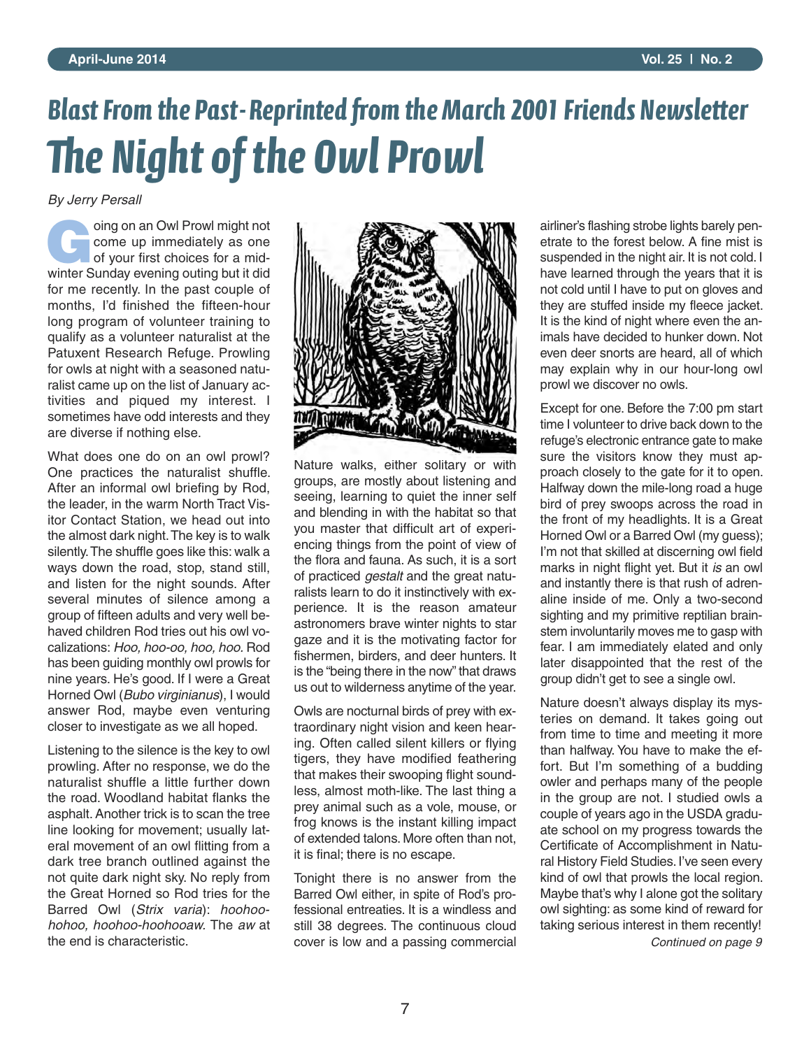## Blast From the Past- Reprinted from the March 2001 Friends Newsletter

# The Night of the Owl Prowl

*By Jerry Persall*

Going on an Owl Prowl might not come up immediately as one of your first choices for a mid-winter Sunday evening outing but it did for me recently. In the past couple of months, I'd finished the fifteen-hour long program of volunteer training to qualify as a volunteer naturalist at the Patuxent Research Refuge. Prowling for owls at night with a seasoned naturalist came up on the list of January activities and piqued my interest. I sometimes have odd interests and they are diverse if nothing else.

What does one do on an owl prowl? One practices the naturalist shuffle. After an informal owl briefing by Rod, the leader, in the warm North Tract Visitor Contact Station, we head out into the almost dark night. The key is to walk silently. The shuffle goes like this: walk a ways down the road, stop, stand still, and listen for the night sounds. After several minutes of silence among a group of fifteen adults and very well behaved children Rod tries out his owl vocalizations: *Hoo, hoo-oo, hoo, hoo.* Rod has been guiding monthly owl prowls for nine years. He's good. If I were a Great Horned Owl (*Bubo virginianus*), I would answer Rod, maybe even venturing closer to investigate as we all hoped.

Listening to the silence is the key to owl prowling. After no response, we do the naturalist shuffle a little further down the road. Woodland habitat flanks the asphalt. Another trick is to scan the tree line looking for movement; usually lateral movement of an owl flitting from a dark tree branch outlined against the not quite dark night sky. No reply from the Great Horned so Rod tries for the Barred Owl (*Strix varia*): *hoohoo-hohoo, hoohoo-hoohooaw.* The *aw* at the end is characteristic.

Nature walks, either solitary or with groups, are mostly about listening and seeing, learning to quiet the inner self and blending in with the habitat so that you master that difficult art of experiencing things from the point of view of the flora and fauna. As such, it is a sort of practiced *gestalt* and the great naturalists learn to do it instinctively with experience. It is the reason amateur astronomers brave winter nights to star gaze and it is the motivating factor for fishermen, birders, and deer hunters. It is the "being there in the now" that draws us out to wilderness anytime of the year.

Owls are nocturnal birds of prey with extraordinary night vision and keen hearing. Often called silent killers or flying tigers, they have modified feathering that makes their swooping flight soundless, almost moth-like. The last thing a prey animal such as a vole, mouse, or frog knows is the instant killing impact of extended talons. More often than not, it is final; there is no escape.

Tonight there is no answer from the Barred Owl either, in spite of Rod's professional entreaties. It is a windless and still 38 degrees. The continuous cloud cover is low and a passing commercial airliner's flashing strobe lights barely penetrate to the forest below. A fine mist is suspended in the night air. It is not cold. I have learned through the years that it is not cold until I have to put on gloves and they are stuffed inside my fleece jacket. It is the kind of night where even the animals have decided to hunker down. Not even deer snorts are heard, all of which may explain why in our hour-long owl prowl we discover no owls.

Except for one. Before the 7:00 pm start time I volunteer to drive back down to the refuge's electronic entrance gate to make sure the visitors know they must approach closely to the gate for it to open. Halfway down the mile-long road a huge bird of prey swoops across the road in the front of my headlights. It is a Great Horned Owl or a Barred Owl (my guess); I'm not that skilled at discerning owl field marks in night flight yet. But it *is* an owl and instantly there is that rush of adrenaline inside of me. Only a two-second sighting and my primitive reptilian brainstem involuntarily moves me to gasp with fear. I am immediately elated and only later disappointed that the rest of the group didn't get to see a single owl.

Nature doesn't always display its mysteries on demand. It takes going out from time to time and meeting it more than halfway. You have to make the effort. But I'm something of a budding owler and perhaps many of the people in the group are not. I studied owls a couple of years ago in the USDA graduate school on my progress towards the Certificate of Accomplishment in Natural History Field Studies. I've seen every kind of owl that prowls the local region. Maybe that's why I alone got the solitary owl sighting: as some kind of reward for taking serious interest in them recently!

*Continued on page 9*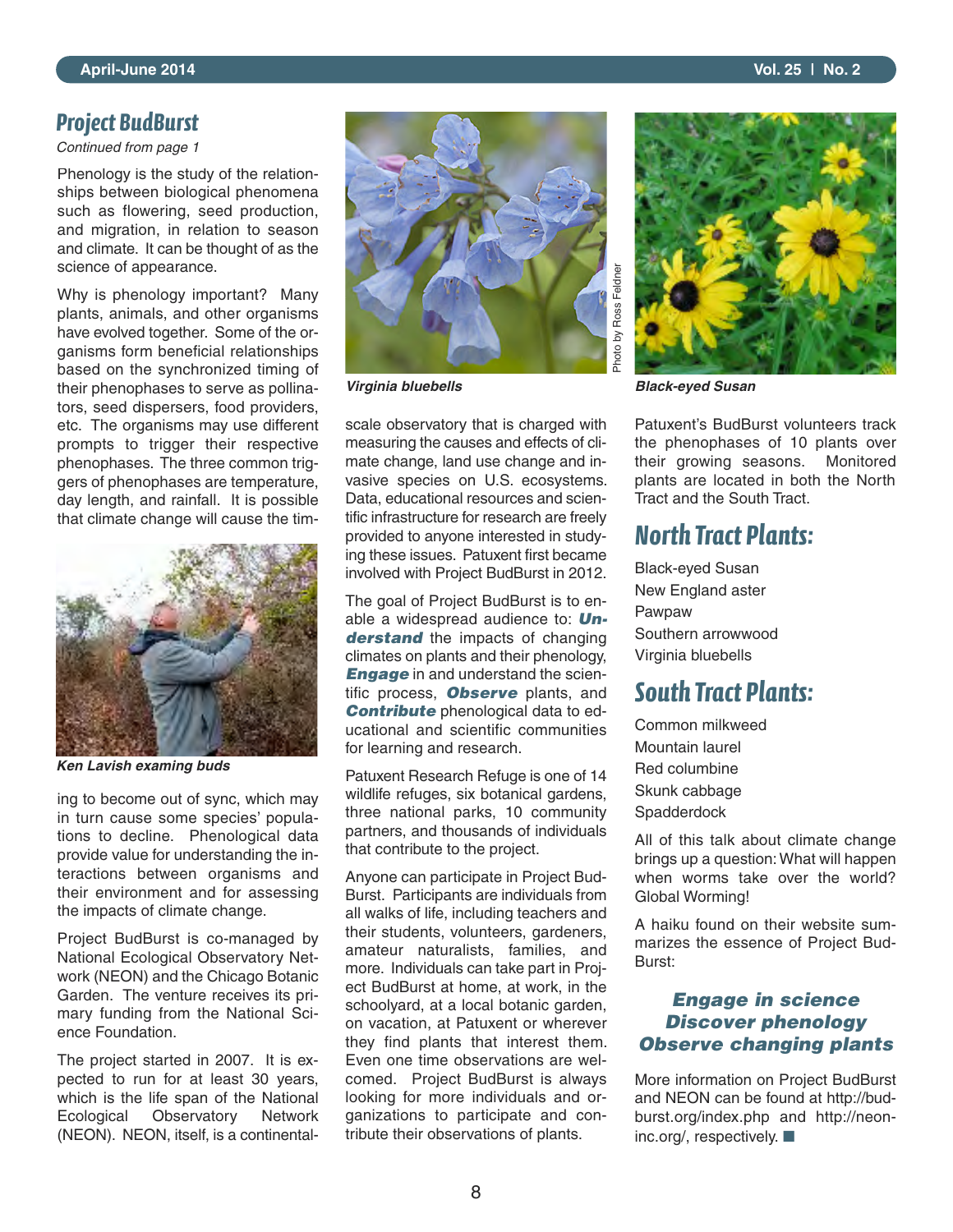## Project BudBurst

*Continued from page 1*

Phenology is the study of the relationships between biological phenomena such as flowering, seed production, and migration, in relation to season and climate. It can be thought of as the science of appearance.

Why is phenology important? Many plants, animals, and other organisms have evolved together. Some of the organisms form beneficial relationships based on the synchronized timing of their phenophases to serve as pollinators, seed dispersers, food providers, etc. The organisms may use different prompts to trigger their respective phenophases. The three common triggers of phenophases are temperature, day length, and rainfall. It is possible that climate change will cause the timing to become out of sync, which may in turn cause some species' populations to decline. Phenological data provide value for understanding the interactions between organisms and their environment and for assessing the impacts of climate change.

***Ken Lavish examing buds***

Project BudBurst is co-managed by National Ecological Observatory Network (NEON) and the Chicago Botanic Garden. The venture receives its primary funding from the National Science Foundation.

The project started in 2007. It is expected to run for at least 30 years, which is the life span of the National Ecological Observatory Network (NEON). NEON, itself, is a continental-scale observatory that is charged with measuring the causes and effects of climate change, land use change and invasive species on U.S. ecosystems. Data, educational resources and scientific infrastructure for research are freely provided to anyone interested in studying these issues. Patuxent first became involved with Project BudBurst in 2012.

***Virginia bluebells***

Photo by Ross Feldner

The goal of Project BudBurst is to enable a widespread audience to: ***Understand*** the impacts of changing climates on plants and their phenology, ***Engage*** in and understand the scientific process, ***Observe*** plants, and ***Contribute*** phenological data to educational and scientific communities for learning and research.

Patuxent Research Refuge is one of 14 wildlife refuges, six botanical gardens, three national parks, 10 community partners, and thousands of individuals that contribute to the project.

Anyone can participate in Project BudBurst. Participants are individuals from all walks of life, including teachers and their students, volunteers, gardeners, amateur naturalists, families, and more. Individuals can take part in Project BudBurst at home, at work, in the schoolyard, at a local botanic garden, on vacation, at Patuxent or wherever they find plants that interest them. Even one time observations are welcomed. Project BudBurst is always looking for more individuals and organizations to participate and contribute their observations of plants.

***Black-eyed Susan***

Patuxent's BudBurst volunteers track the phenophases of 10 plants over their growing seasons. Monitored plants are located in both the North Tract and the South Tract.

### North Tract Plants:

Black-eyed Susan
New England aster
Pawpaw
Southern arrowwood
Virginia bluebells

### South Tract Plants:

Common milkweed
Mountain laurel
Red columbine
Skunk cabbage
Spadderdock

All of this talk about climate change brings up a question: What will happen when worms take over the world? Global Worming!

A haiku found on their website summarizes the essence of Project BudBurst:

***Engage in science***
***Discover phenology***
***Observe changing plants***

More information on Project BudBurst and NEON can be found at http://budburst.org/index.php and http://neoninc.org/, respectively. ■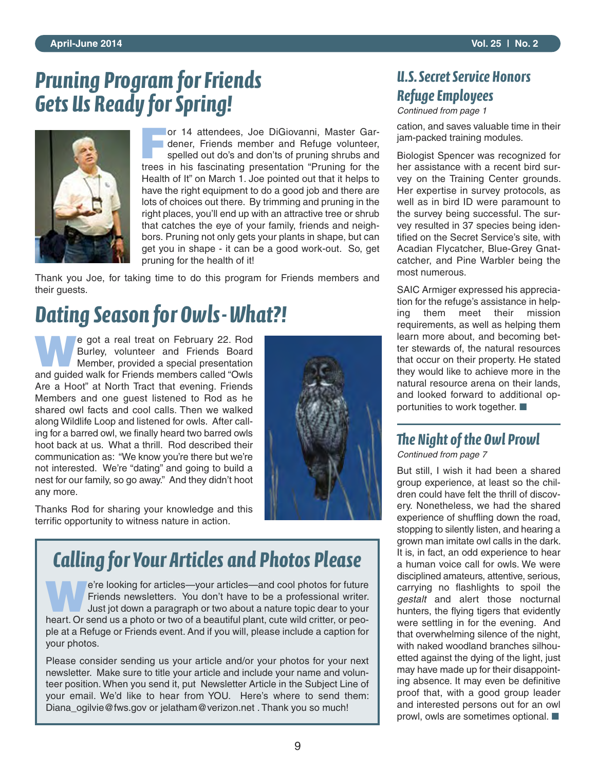# Pruning Program for Friends Gets Us Ready for Spring!

For 14 attendees, Joe DiGiovanni, Master Gardener, Friends member and Refuge volunteer, spelled out do's and don'ts of pruning shrubs and trees in his fascinating presentation "Pruning for the Health of It" on March 1. Joe pointed out that it helps to have the right equipment to do a good job and there are lots of choices out there. By trimming and pruning in the right places, you'll end up with an attractive tree or shrub that catches the eye of your family, friends and neighbors. Pruning not only gets your plants in shape, but can get you in shape - it can be a good work-out. So, get pruning for the health of it!

Thank you Joe, for taking time to do this program for Friends members and their guests.

# Dating Season for Owls - What?!

We got a real treat on February 22. Rod Burley, volunteer and Friends Board Member, provided a special presentation and guided walk for Friends members called "Owls Are a Hoot" at North Tract that evening. Friends Members and one guest listened to Rod as he shared owl facts and cool calls. Then we walked along Wildlife Loop and listened for owls. After calling for a barred owl, we finally heard two barred owls hoot back at us. What a thrill. Rod described their communication as: "We know you're there but we're not interested. We're "dating" and going to build a nest for our family, so go away." And they didn't hoot any more.

Thanks Rod for sharing your knowledge and this terrific opportunity to witness nature in action.

## Calling for Your Articles and Photos Please

We're looking for articles—your articles—and cool photos for future Friends newsletters. You don't have to be a professional writer. Just jot down a paragraph or two about a nature topic dear to your heart. Or send us a photo or two of a beautiful plant, cute wild critter, or people at a Refuge or Friends event. And if you will, please include a caption for your photos.

Please consider sending us your article and/or your photos for your next newsletter. Make sure to title your article and include your name and volunteer position. When you send it, put Newsletter Article in the Subject Line of your email. We'd like to hear from YOU. Here's where to send them: Diana_ogilvie@fws.gov or jelatham@verizon.net . Thank you so much!

## U.S. Secret Service Honors Refuge Employees

*Continued from page 1*

cation, and saves valuable time in their jam-packed training modules.

Biologist Spencer was recognized for her assistance with a recent bird survey on the Training Center grounds. Her expertise in survey protocols, as well as in bird ID were paramount to the survey being successful. The survey resulted in 37 species being identified on the Secret Service's site, with Acadian Flycatcher, Blue-Grey Gnatcatcher, and Pine Warbler being the most numerous.

SAIC Armiger expressed his appreciation for the refuge's assistance in helping them meet their mission requirements, as well as helping them learn more about, and becoming better stewards of, the natural resources that occur on their property. He stated they would like to achieve more in the natural resource arena on their lands, and looked forward to additional opportunities to work together. ■

## The Night of the Owl Prowl

*Continued from page 7*

But still, I wish it had been a shared group experience, at least so the children could have felt the thrill of discovery. Nonetheless, we had the shared experience of shuffling down the road, stopping to silently listen, and hearing a grown man imitate owl calls in the dark. It is, in fact, an odd experience to hear a human voice call for owls. We were disciplined amateurs, attentive, serious, carrying no flashlights to spoil the *gestalt* and alert those nocturnal hunters, the flying tigers that evidently were settling in for the evening. And that overwhelming silence of the night, with naked woodland branches silhouetted against the dying of the light, just may have made up for their disappointing absence. It may even be definitive proof that, with a good group leader and interested persons out for an owl prowl, owls are sometimes optional. ■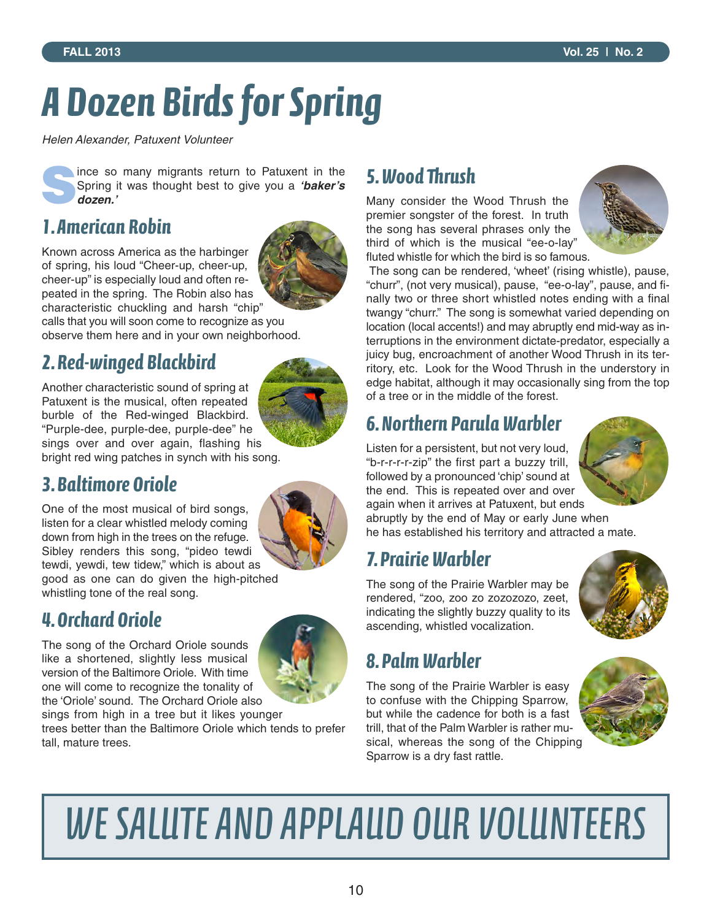# A Dozen Birds for Spring

*Helen Alexander, Patuxent Volunteer*

Since so many migrants return to Patuxent in the Spring it was thought best to give you a ***'baker's dozen.'***

## 1. American Robin

Known across America as the harbinger of spring, his loud "Cheer-up, cheer-up, cheer-up" is especially loud and often repeated in the spring. The Robin also has characteristic chuckling and harsh "chip" calls that you will soon come to recognize as you observe them here and in your own neighborhood.

## 2. Red-winged Blackbird

Another characteristic sound of spring at Patuxent is the musical, often repeated burble of the Red-winged Blackbird. "Purple-dee, purple-dee, purple-dee" he sings over and over again, flashing his bright red wing patches in synch with his song.

## 3. Baltimore Oriole

One of the most musical of bird songs, listen for a clear whistled melody coming down from high in the trees on the refuge. Sibley renders this song, "pideo tewdi tewdi, yewdi, tew tidew," which is about as good as one can do given the high-pitched whistling tone of the real song.

## 4. Orchard Oriole

The song of the Orchard Oriole sounds like a shortened, slightly less musical version of the Baltimore Oriole. With time one will come to recognize the tonality of the 'Oriole' sound. The Orchard Oriole also sings from high in a tree but it likes younger trees better than the Baltimore Oriole which tends to prefer tall, mature trees.

## 5. Wood Thrush

Many consider the Wood Thrush the premier songster of the forest. In truth the song has several phrases only the third of which is the musical "ee-o-lay" fluted whistle for which the bird is so famous.

The song can be rendered, 'wheet' (rising whistle), pause, "churr", (not very musical), pause, "ee-o-lay", pause, and finally two or three short whistled notes ending with a final twangy "churr." The song is somewhat varied depending on location (local accents!) and may abruptly end mid-way as interruptions in the environment dictate-predator, especially a juicy bug, encroachment of another Wood Thrush in its territory, etc. Look for the Wood Thrush in the understory in edge habitat, although it may occasionally sing from the top of a tree or in the middle of the forest.

## 6. Northern Parula Warbler

Listen for a persistent, but not very loud, "b-r-r-r-r-zip" the first part a buzzy trill, followed by a pronounced 'chip' sound at the end. This is repeated over and over again when it arrives at Patuxent, but ends abruptly by the end of May or early June when he has established his territory and attracted a mate.

## 7. Prairie Warbler

The song of the Prairie Warbler may be rendered, "zoo, zoo zo zozozozo, zeet, indicating the slightly buzzy quality to its ascending, whistled vocalization.

## 8. Palm Warbler

The song of the Prairie Warbler is easy to confuse with the Chipping Sparrow, but while the cadence for both is a fast trill, that of the Palm Warbler is rather musical, whereas the song of the Chipping Sparrow is a dry fast rattle.

# WE SALUTE AND APPLAUD OUR VOLUNTEERS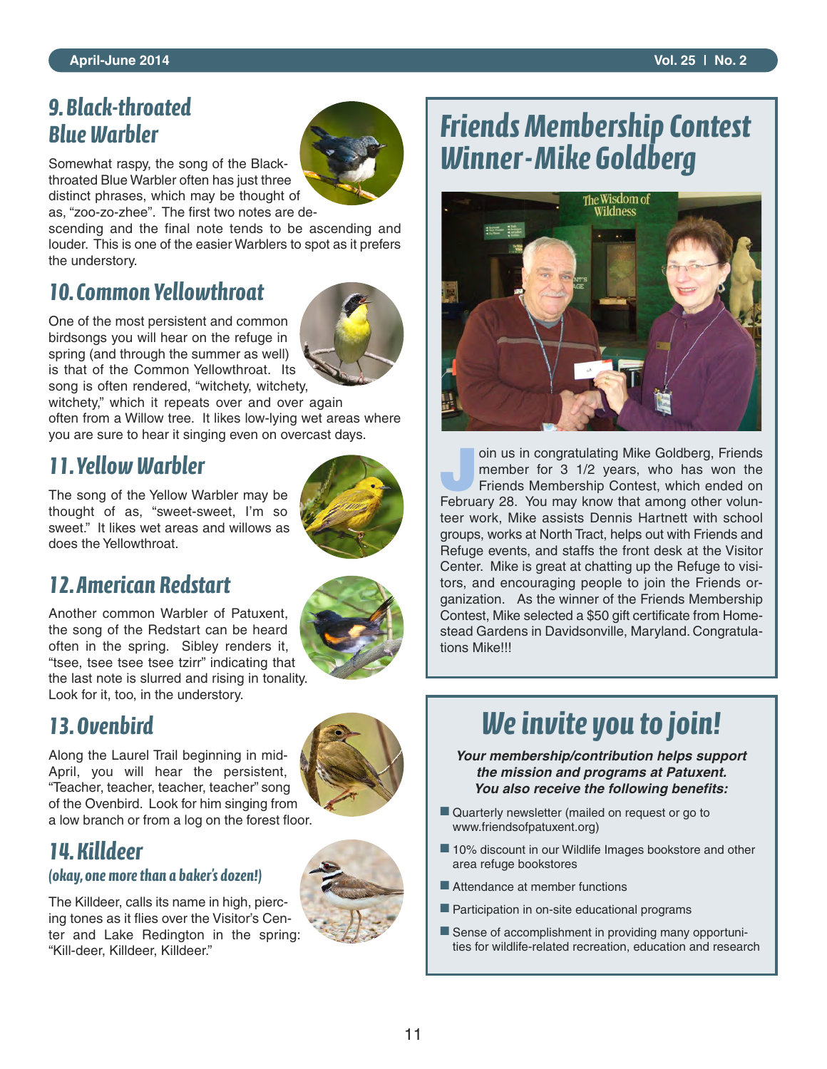## 9. Black-throated Blue Warbler

Somewhat raspy, the song of the Black-throated Blue Warbler often has just three distinct phrases, which may be thought of as, "zoo-zo-zhee". The first two notes are descending and the final note tends to be ascending and louder. This is one of the easier Warblers to spot as it prefers the understory.

## 10. Common Yellowthroat

One of the most persistent and common birdsongs you will hear on the refuge in spring (and through the summer as well) is that of the Common Yellowthroat. Its song is often rendered, "witchety, witchety, witchety," which it repeats over and over again often from a Willow tree. It likes low-lying wet areas where you are sure to hear it singing even on overcast days.

## 11. Yellow Warbler

The song of the Yellow Warbler may be thought of as, "sweet-sweet, I'm so sweet." It likes wet areas and willows as does the Yellowthroat.

## 12. American Redstart

Another common Warbler of Patuxent, the song of the Redstart can be heard often in the spring. Sibley renders it, "tsee, tsee tsee tsee tzirr" indicating that the last note is slurred and rising in tonality. Look for it, too, in the understory.

## 13. Ovenbird

Along the Laurel Trail beginning in mid-April, you will hear the persistent, "Teacher, teacher, teacher, teacher" song of the Ovenbird. Look for him singing from a low branch or from a log on the forest floor.

## 14. Killdeer

### *(okay, one more than a baker's dozen!)*

The Killdeer, calls its name in high, piercing tones as it flies over the Visitor's Center and Lake Redington in the spring: "Kill-deer, Killdeer, Killdeer."

# Friends Membership Contest Winner - Mike Goldberg

Join us in congratulating Mike Goldberg, Friends member for 3 1/2 years, who has won the Friends Membership Contest, which ended on February 28. You may know that among other volunteer work, Mike assists Dennis Hartnett with school groups, works at North Tract, helps out with Friends and Refuge events, and staffs the front desk at the Visitor Center. Mike is great at chatting up the Refuge to visitors, and encouraging people to join the Friends organization. As the winner of the Friends Membership Contest, Mike selected a $50 gift certificate from Homestead Gardens in Davidsonville, Maryland. Congratulations Mike!!!

# We invite you to join!

***Your membership/contribution helps support the mission and programs at Patuxent. You also receive the following benefits:***

- Quarterly newsletter (mailed on request or go to www.friendsofpatuxent.org)
- 10% discount in our Wildlife Images bookstore and other area refuge bookstores
- Attendance at member functions
- Participation in on-site educational programs
- Sense of accomplishment in providing many opportunities for wildlife-related recreation, education and research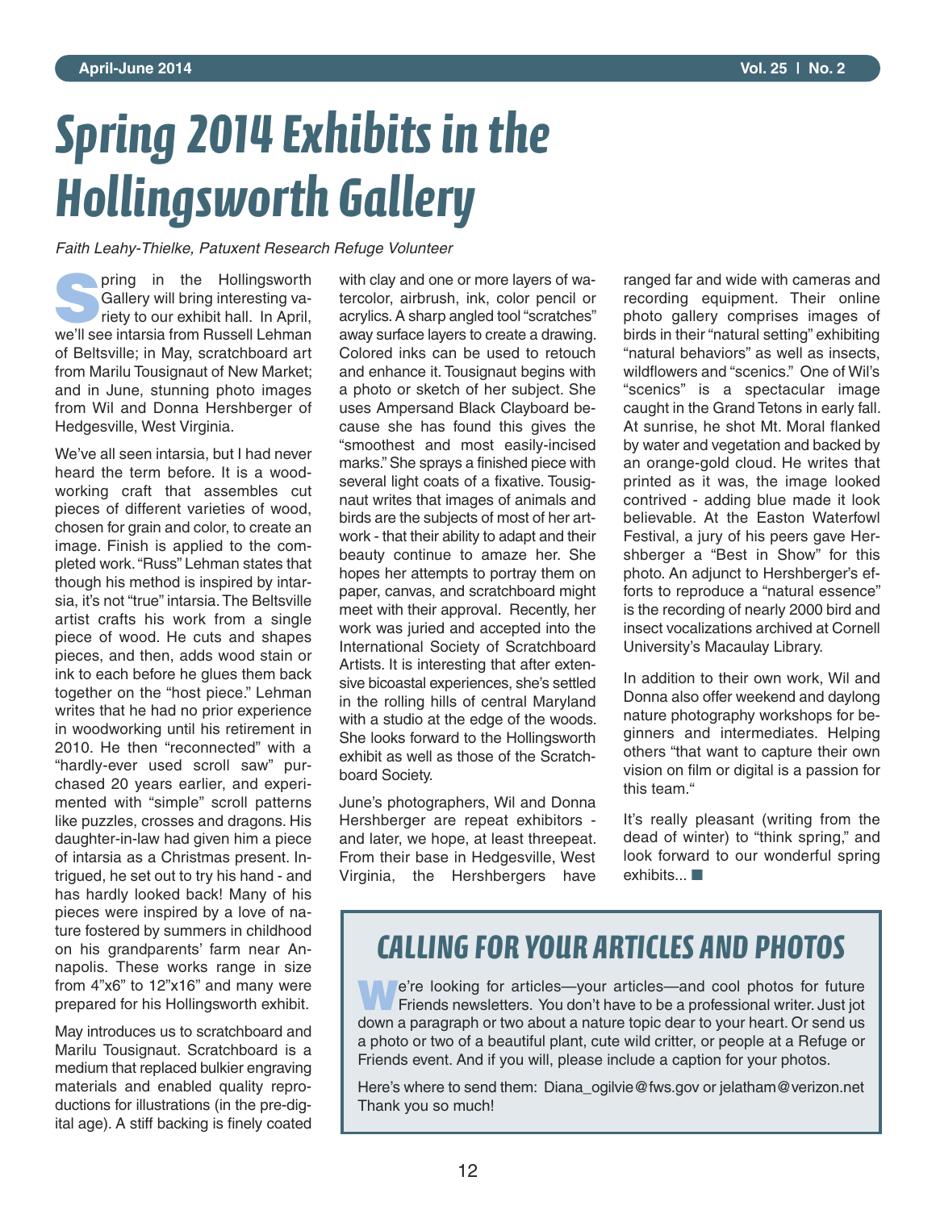# Spring 2014 Exhibits in the Hollingsworth Gallery

*Faith Leahy-Thielke, Patuxent Research Refuge Volunteer*

Spring in the Hollingsworth Gallery will bring interesting variety to our exhibit hall. In April, we'll see intarsia from Russell Lehman of Beltsville; in May, scratchboard art from Marilu Tousignaut of New Market; and in June, stunning photo images from Wil and Donna Hershberger of Hedgesville, West Virginia.

We've all seen intarsia, but I had never heard the term before. It is a woodworking craft that assembles cut pieces of different varieties of wood, chosen for grain and color, to create an image. Finish is applied to the completed work. "Russ" Lehman states that though his method is inspired by intarsia, it's not "true" intarsia. The Beltsville artist crafts his work from a single piece of wood. He cuts and shapes pieces, and then, adds wood stain or ink to each before he glues them back together on the "host piece." Lehman writes that he had no prior experience in woodworking until his retirement in 2010. He then "reconnected" with a "hardly-ever used scroll saw" purchased 20 years earlier, and experimented with "simple" scroll patterns like puzzles, crosses and dragons. His daughter-in-law had given him a piece of intarsia as a Christmas present. Intrigued, he set out to try his hand - and has hardly looked back! Many of his pieces were inspired by a love of nature fostered by summers in childhood on his grandparents' farm near Annapolis. These works range in size from 4"x6" to 12"x16" and many were prepared for his Hollingsworth exhibit.

May introduces us to scratchboard and Marilu Tousignaut. Scratchboard is a medium that replaced bulkier engraving materials and enabled quality reproductions for illustrations (in the pre-digital age). A stiff backing is finely coated with clay and one or more layers of watercolor, airbrush, ink, color pencil or acrylics. A sharp angled tool "scratches" away surface layers to create a drawing. Colored inks can be used to retouch and enhance it. Tousignaut begins with a photo or sketch of her subject. She uses Ampersand Black Clayboard because she has found this gives the "smoothest and most easily-incised marks." She sprays a finished piece with several light coats of a fixative. Tousignaut writes that images of animals and birds are the subjects of most of her artwork - that their ability to adapt and their beauty continue to amaze her. She hopes her attempts to portray them on paper, canvas, and scratchboard might meet with their approval. Recently, her work was juried and accepted into the International Society of Scratchboard Artists. It is interesting that after extensive bicoastal experiences, she's settled in the rolling hills of central Maryland with a studio at the edge of the woods. She looks forward to the Hollingsworth exhibit as well as those of the Scratchboard Society.

June's photographers, Wil and Donna Hershberger are repeat exhibitors - and later, we hope, at least threepeat. From their base in Hedgesville, West Virginia, the Hershbergers have ranged far and wide with cameras and recording equipment. Their online photo gallery comprises images of birds in their "natural setting" exhibiting "natural behaviors" as well as insects, wildflowers and "scenics." One of Wil's "scenics" is a spectacular image caught in the Grand Tetons in early fall. At sunrise, he shot Mt. Moral flanked by water and vegetation and backed by an orange-gold cloud. He writes that printed as it was, the image looked contrived - adding blue made it look believable. At the Easton Waterfowl Festival, a jury of his peers gave Hershberger a "Best in Show" for this photo. An adjunct to Hershberger's efforts to reproduce a "natural essence" is the recording of nearly 2000 bird and insect vocalizations archived at Cornell University's Macaulay Library.

In addition to their own work, Wil and Donna also offer weekend and daylong nature photography workshops for beginners and intermediates. Helping others "that want to capture their own vision on film or digital is a passion for this team."

It's really pleasant (writing from the dead of winter) to "think spring," and look forward to our wonderful spring exhibits... ■

## CALLING FOR YOUR ARTICLES AND PHOTOS

We're looking for articles—your articles—and cool photos for future Friends newsletters. You don't have to be a professional writer. Just jot down a paragraph or two about a nature topic dear to your heart. Or send us a photo or two of a beautiful plant, cute wild critter, or people at a Refuge or Friends event. And if you will, please include a caption for your photos.

Here's where to send them: Diana_ogilvie@fws.gov or jelatham@verizon.net
Thank you so much!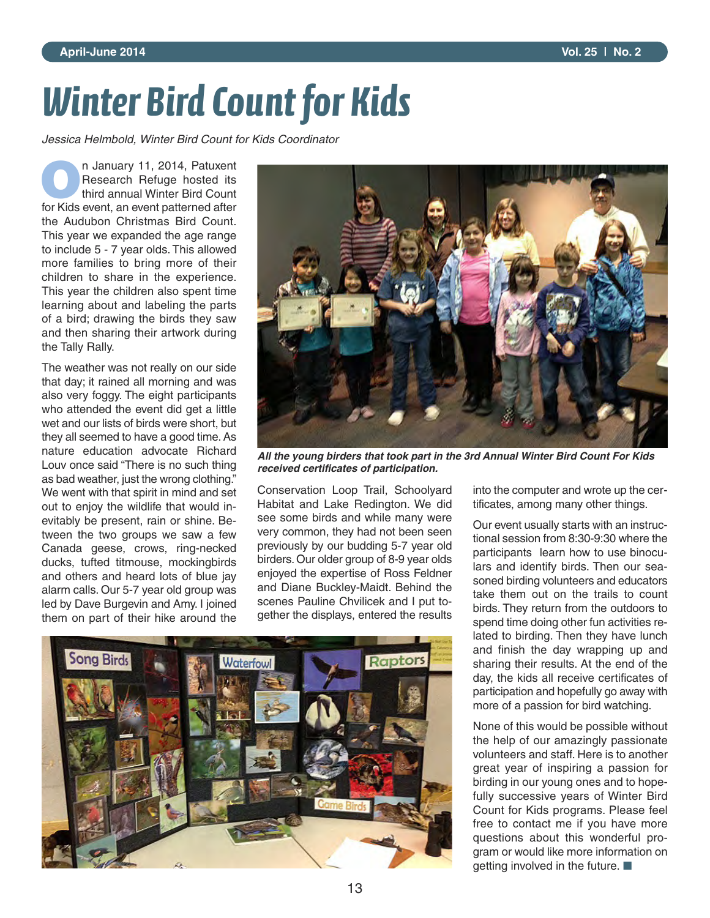# Winter Bird Count for Kids

*Jessica Helmbold, Winter Bird Count for Kids Coordinator*

On January 11, 2014, Patuxent Research Refuge hosted its third annual Winter Bird Count for Kids event, an event patterned after the Audubon Christmas Bird Count. This year we expanded the age range to include 5 - 7 year olds. This allowed more families to bring more of their children to share in the experience. This year the children also spent time learning about and labeling the parts of a bird; drawing the birds they saw and then sharing their artwork during the Tally Rally.

The weather was not really on our side that day; it rained all morning and was also very foggy. The eight participants who attended the event did get a little wet and our lists of birds were short, but they all seemed to have a good time. As nature education advocate Richard Louv once said "There is no such thing as bad weather, just the wrong clothing." We went with that spirit in mind and set out to enjoy the wildlife that would inevitably be present, rain or shine. Between the two groups we saw a few Canada geese, crows, ring-necked ducks, tufted titmouse, mockingbirds and others and heard lots of blue jay alarm calls. Our 5-7 year old group was led by Dave Burgevin and Amy. I joined them on part of their hike around the Conservation Loop Trail, Schoolyard Habitat and Lake Redington. We did see some birds and while many were very common, they had not been seen previously by our budding 5-7 year old birders. Our older group of 8-9 year olds enjoyed the expertise of Ross Feldner and Diane Buckley-Maidt. Behind the scenes Pauline Chvilicek and I put together the displays, entered the results into the computer and wrote up the certificates, among many other things.

***All the young birders that took part in the 3rd Annual Winter Bird Count For Kids received certificates of participation.***

Our event usually starts with an instructional session from 8:30-9:30 where the participants learn how to use binoculars and identify birds. Then our seasoned birding volunteers and educators take them out on the trails to count birds. They return from the outdoors to spend time doing other fun activities related to birding. Then they have lunch and finish the day wrapping up and sharing their results. At the end of the day, the kids all receive certificates of participation and hopefully go away with more of a passion for bird watching.

None of this would be possible without the help of our amazingly passionate volunteers and staff. Here is to another great year of inspiring a passion for birding in our young ones and to hopefully successive years of Winter Bird Count for Kids programs. Please feel free to contact me if you have more questions about this wonderful program or would like more information on getting involved in the future. ■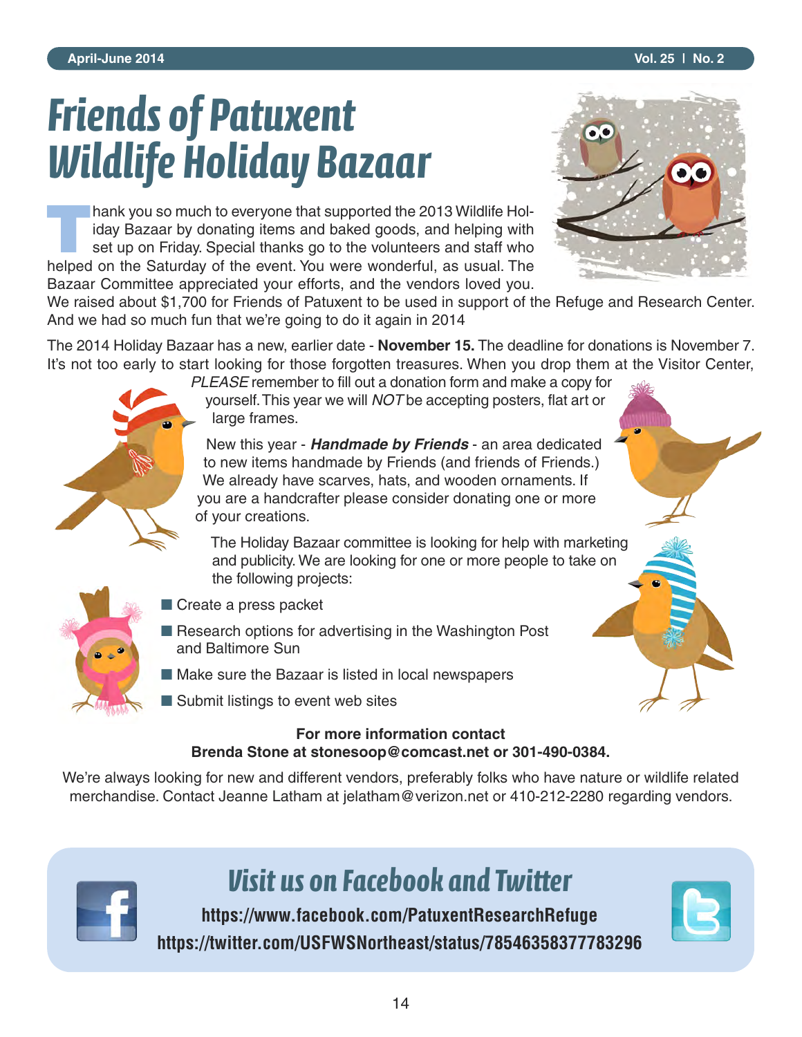# Friends of Patuxent Wildlife Holiday Bazaar

Thank you so much to everyone that supported the 2013 Wildlife Holiday Bazaar by donating items and baked goods, and helping with set up on Friday. Special thanks go to the volunteers and staff who helped on the Saturday of the event. You were wonderful, as usual. The Bazaar Committee appreciated your efforts, and the vendors loved you. We raised about $1,700 for Friends of Patuxent to be used in support of the Refuge and Research Center. And we had so much fun that we're going to do it again in 2014

The 2014 Holiday Bazaar has a new, earlier date - **November 15.** The deadline for donations is November 7. It's not too early to start looking for those forgotten treasures. When you drop them at the Visitor Center, *PLEASE* remember to fill out a donation form and make a copy for yourself. This year we will *NOT* be accepting posters, flat art or large frames.

New this year - ***Handmade by Friends*** - an area dedicated to new items handmade by Friends (and friends of Friends.) We already have scarves, hats, and wooden ornaments. If you are a handcrafter please consider donating one or more of your creations.

The Holiday Bazaar committee is looking for help with marketing and publicity. We are looking for one or more people to take on the following projects:

- Create a press packet
- Research options for advertising in the Washington Post and Baltimore Sun
- Make sure the Bazaar is listed in local newspapers
- Submit listings to event web sites

**For more information contact**
**Brenda Stone at stonesoop@comcast.net or 301-490-0384.**

We're always looking for new and different vendors, preferably folks who have nature or wildlife related merchandise. Contact Jeanne Latham at jelatham@verizon.net or 410-212-2280 regarding vendors.

## Visit us on Facebook and Twitter

**https://www.facebook.com/PatuxentResearchRefuge**
**https://twitter.com/USFWSNortheast/status/78546358377783296**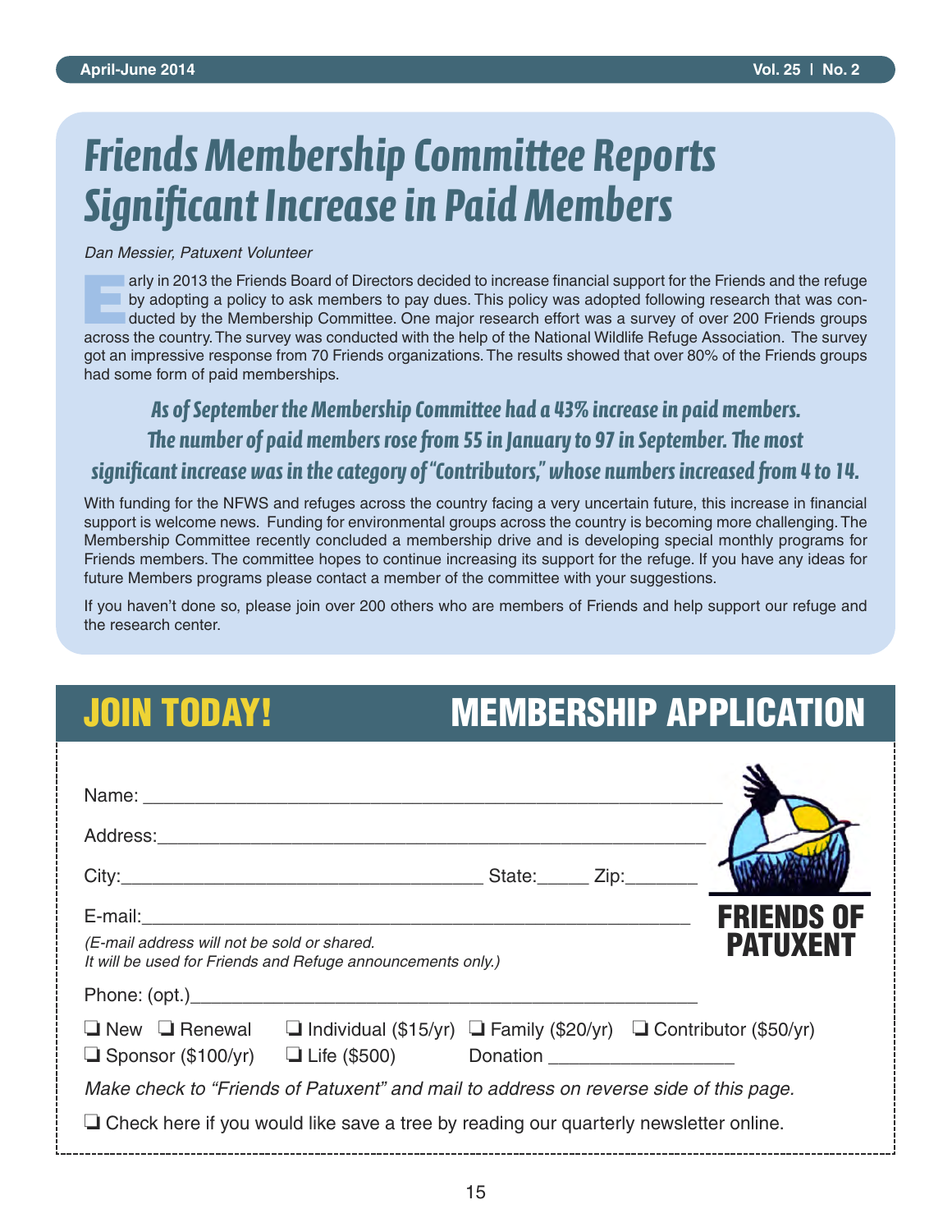# Friends Membership Committee Reports Significant Increase in Paid Members

*Dan Messier, Patuxent Volunteer*

Early in 2013 the Friends Board of Directors decided to increase financial support for the Friends and the refuge by adopting a policy to ask members to pay dues. This policy was adopted following research that was conducted by the Membership Committee. One major research effort was a survey of over 200 Friends groups across the country. The survey was conducted with the help of the National Wildlife Refuge Association. The survey got an impressive response from 70 Friends organizations. The results showed that over 80% of the Friends groups had some form of paid memberships.

**As of September the Membership Committee had a 43% increase in paid members. The number of paid members rose from 55 in January to 97 in September. The most significant increase was in the category of "Contributors," whose numbers increased from 4 to 14.**

With funding for the NFWS and refuges across the country facing a very uncertain future, this increase in financial support is welcome news. Funding for environmental groups across the country is becoming more challenging. The Membership Committee recently concluded a membership drive and is developing special monthly programs for Friends members. The committee hopes to continue increasing its support for the refuge. If you have any ideas for future Members programs please contact a member of the committee with your suggestions.

If you haven't done so, please join over 200 others who are members of Friends and help support our refuge and the research center.

## JOIN TODAY! MEMBERSHIP APPLICATION

**FRIENDS OF PATUXENT**

Name: ______________________________________________

Address: ____________________________________________

City: ______________________________ State: _____ Zip: _______

E-mail: _____________________________________________

*(E-mail address will not be sold or shared. It will be used for Friends and Refuge announcements only.)*

Phone: (opt.) ________________________________________

❏ New ❏ Renewal ❏ Individual ($15/yr) ❏ Family ($20/yr) ❏ Contributor ($50/yr)
❏ Sponsor ($100/yr) ❏ Life ($500) Donation ________________

*Make check to "Friends of Patuxent" and mail to address on reverse side of this page.*

❏ Check here if you would like save a tree by reading our quarterly newsletter online.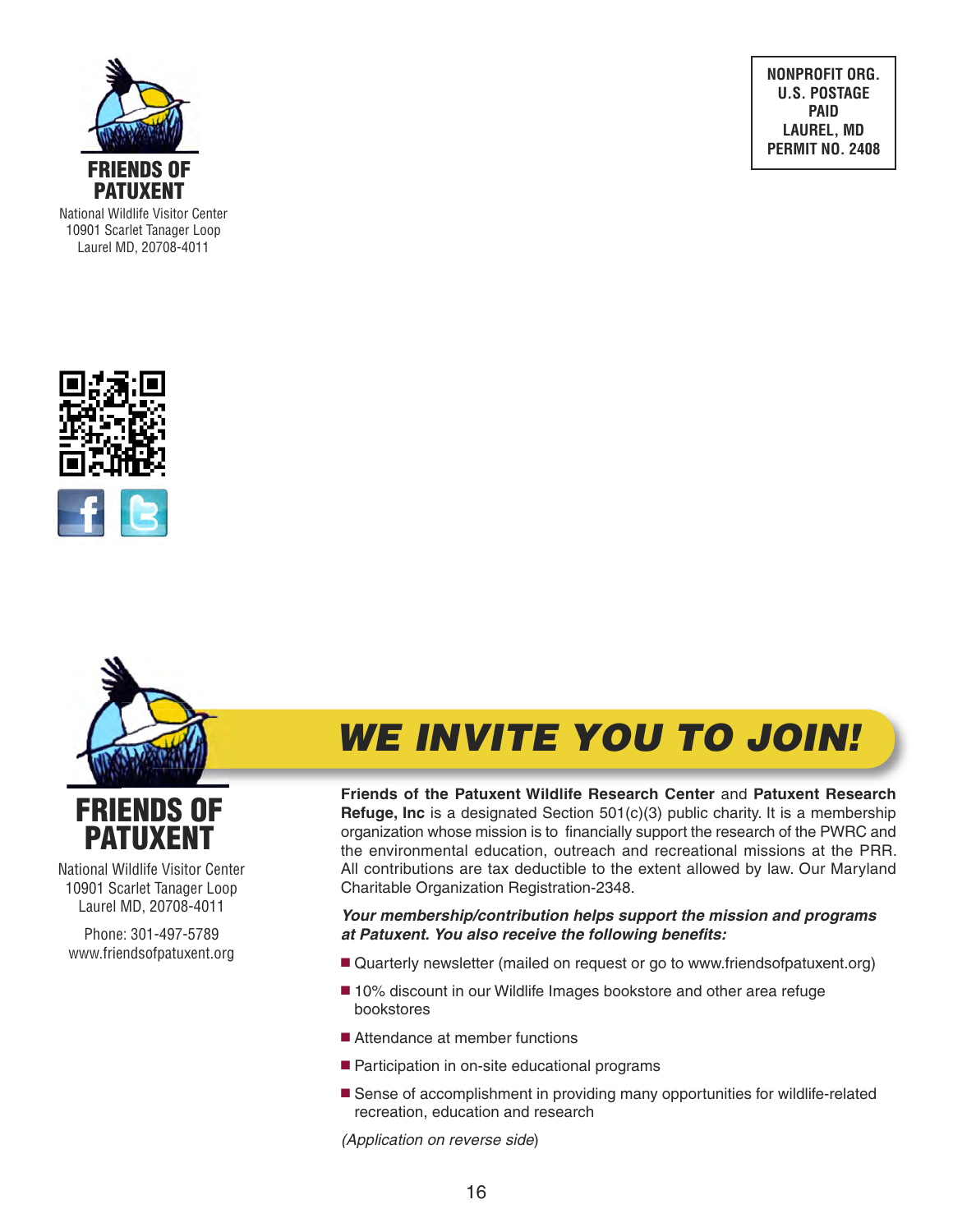**FRIENDS OF PATUXENT**

National Wildlife Visitor Center
10901 Scarlet Tanager Loop
Laurel MD, 20708-4011

NONPROFIT ORG.
U.S. POSTAGE
PAID
LAUREL, MD
PERMIT NO. 2408

**FRIENDS OF PATUXENT**

National Wildlife Visitor Center
10901 Scarlet Tanager Loop
Laurel MD, 20708-4011

Phone: 301-497-5789
www.friendsofpatuxent.org

# WE INVITE YOU TO JOIN!

**Friends of the Patuxent Wildlife Research Center** and **Patuxent Research Refuge, Inc** is a designated Section 501(c)(3) public charity. It is a membership organization whose mission is to financially support the research of the PWRC and the environmental education, outreach and recreational missions at the PRR. All contributions are tax deductible to the extent allowed by law. Our Maryland Charitable Organization Registration-2348.

***Your membership/contribution helps support the mission and programs at Patuxent. You also receive the following benefits:***

- Quarterly newsletter (mailed on request or go to www.friendsofpatuxent.org)
- 10% discount in our Wildlife Images bookstore and other area refuge bookstores
- Attendance at member functions
- Participation in on-site educational programs
- Sense of accomplishment in providing many opportunities for wildlife-related recreation, education and research

*(Application on reverse side*)